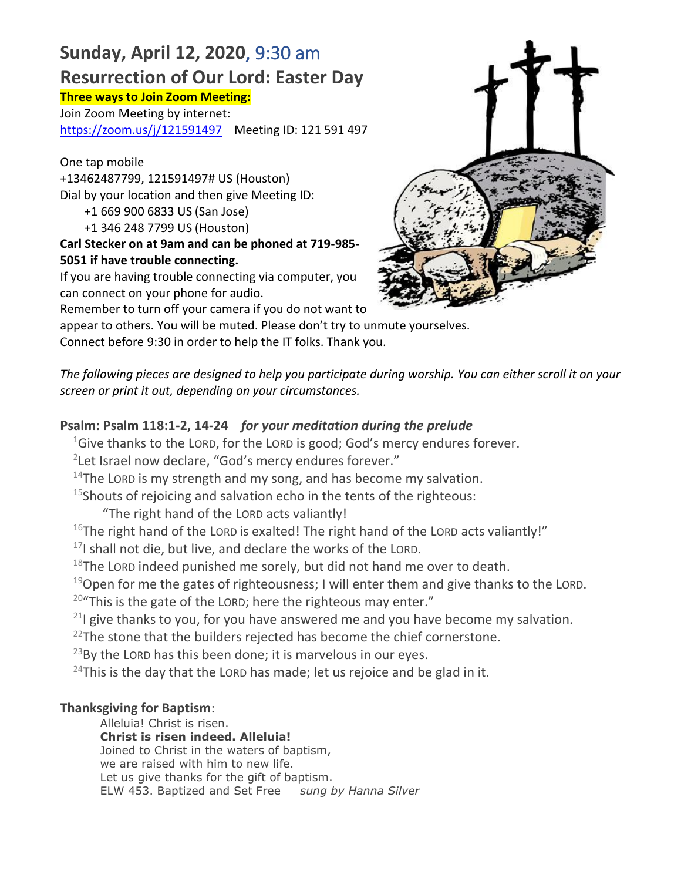# Sunday, April 12, 2020, 9:30 am

## Resurrection of Our Lord: Easter Day

**Three ways to Join Zoom Meeting:**

Join Zoom Meeting by internet:
https://zoom.us/j/121591497 Meeting ID: 121 591 497

One tap mobile
+13462487799, 121591497# US (Houston)
Dial by your location and then give Meeting ID:
+1 669 900 6833 US (San Jose)
+1 346 248 7799 US (Houston)

**Carl Stecker on at 9am and can be phoned at 719-985-5051 if have trouble connecting.**

If you are having trouble connecting via computer, you can connect on your phone for audio.
Remember to turn off your camera if you do not want to appear to others. You will be muted. Please don't try to unmute yourselves.
Connect before 9:30 in order to help the IT folks. Thank you.

*The following pieces are designed to help you participate during worship. You can either scroll it on your screen or print it out, depending on your circumstances.*

**Psalm: Psalm 118:1-2, 14-24** ***for your meditation during the prelude***

[1]Give thanks to the LORD, for the LORD is good; God's mercy endures forever.
[2]Let Israel now declare, "God's mercy endures forever."
[14]The LORD is my strength and my song, and has become my salvation.
[15]Shouts of rejoicing and salvation echo in the tents of the righteous:
"The right hand of the LORD acts valiantly!
[16]The right hand of the LORD is exalted! The right hand of the LORD acts valiantly!"
[17]I shall not die, but live, and declare the works of the LORD.
[18]The LORD indeed punished me sorely, but did not hand me over to death.
[19]Open for me the gates of righteousness; I will enter them and give thanks to the LORD.
[20]"This is the gate of the LORD; here the righteous may enter."
[21]I give thanks to you, for you have answered me and you have become my salvation.
[22]The stone that the builders rejected has become the chief cornerstone.
[23]By the LORD has this been done; it is marvelous in our eyes.
[24]This is the day that the LORD has made; let us rejoice and be glad in it.

**Thanksgiving for Baptism**:

Alleluia! Christ is risen.
**Christ is risen indeed. Alleluia!**
Joined to Christ in the waters of baptism,
we are raised with him to new life.
Let us give thanks for the gift of baptism.
ELW 453. Baptized and Set Free *sung by Hanna Silver*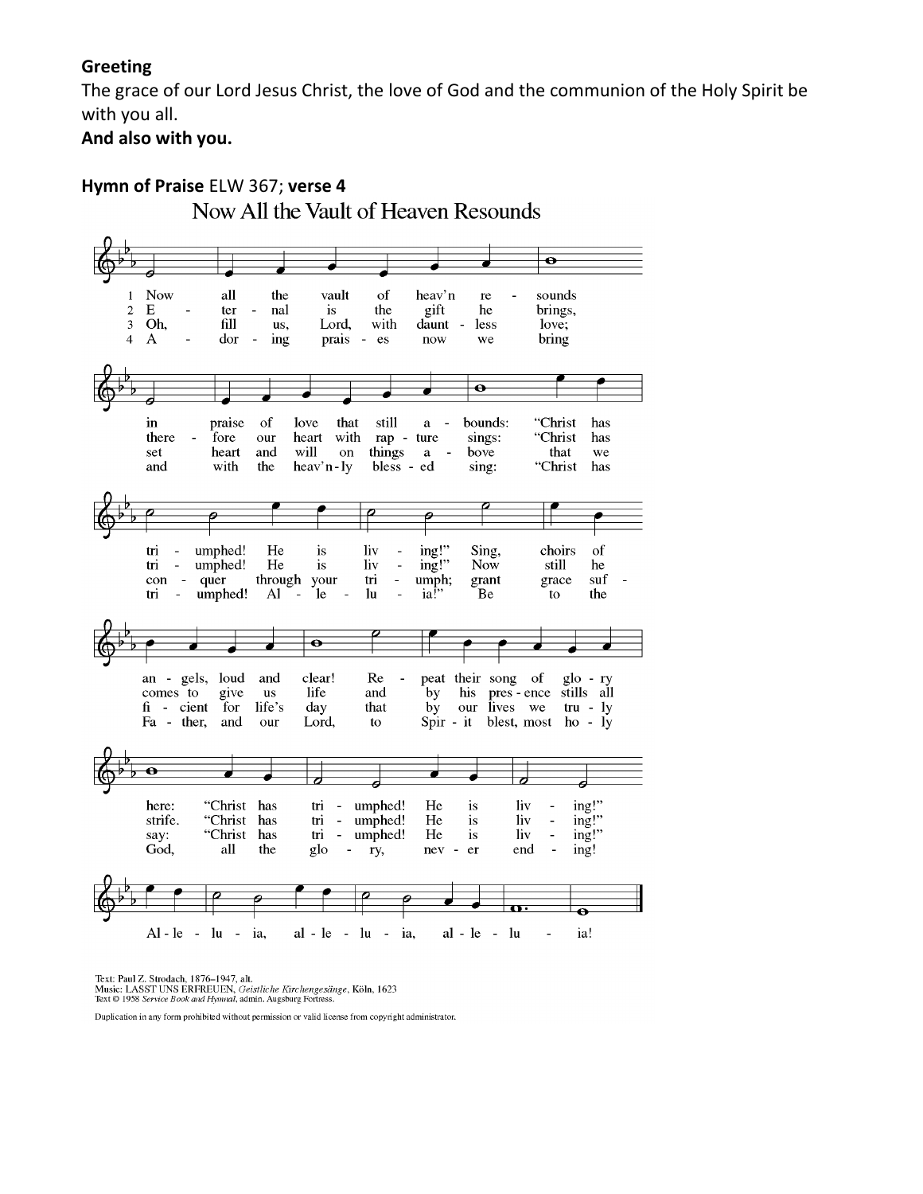**Greeting**

The grace of our Lord Jesus Christ, the love of God and the communion of the Holy Spirit be with you all.

**And also with you.**

**Hymn of Praise** ELW 367; **verse 4**

Now All the Vault of Heaven Resounds

1 Now all the vault of heav'n resounds in praise of love that still abounds: "Christ has triumphed! He is living!" Sing, choirs of angels, loud and clear! Repeat their song of glory here: "Christ has triumphed! He is living!" Alleluia, alleluia, alleluia!

2 Eternal is the gift he brings, therefore our heart with rapture sings: "Christ has triumphed! He is living!" Now still he comes to give us life and by his presence stills all strife. "Christ has triumphed! He is living!" Alleluia, alleluia, alleluia!

3 Oh, fill us, Lord, with dauntless love; set heart and will on things above that we conquer through your triumph; grant grace sufficient for life's day that by our lives we truly say: "Christ has triumphed! He is living!" Alleluia, alleluia, alleluia!

4 Adoring praises now we bring and with the heav'nly blessed sing: "Christ has triumphed! Alleluia!" Be to the Father, and our Lord, to Spirit blest, most holy God, all the glory, never ending! Alleluia, alleluia, alleluia!

Text: Paul Z. Strodach, 1876–1947, alt.
Music: LASST UNS ERFREUEN, *Geistliche Kirchengesänge*, Köln, 1623
Text © 1958 *Service Book and Hymnal*, admin. Augsburg Fortress.

Duplication in any form prohibited without permission or valid license from copyright administrator.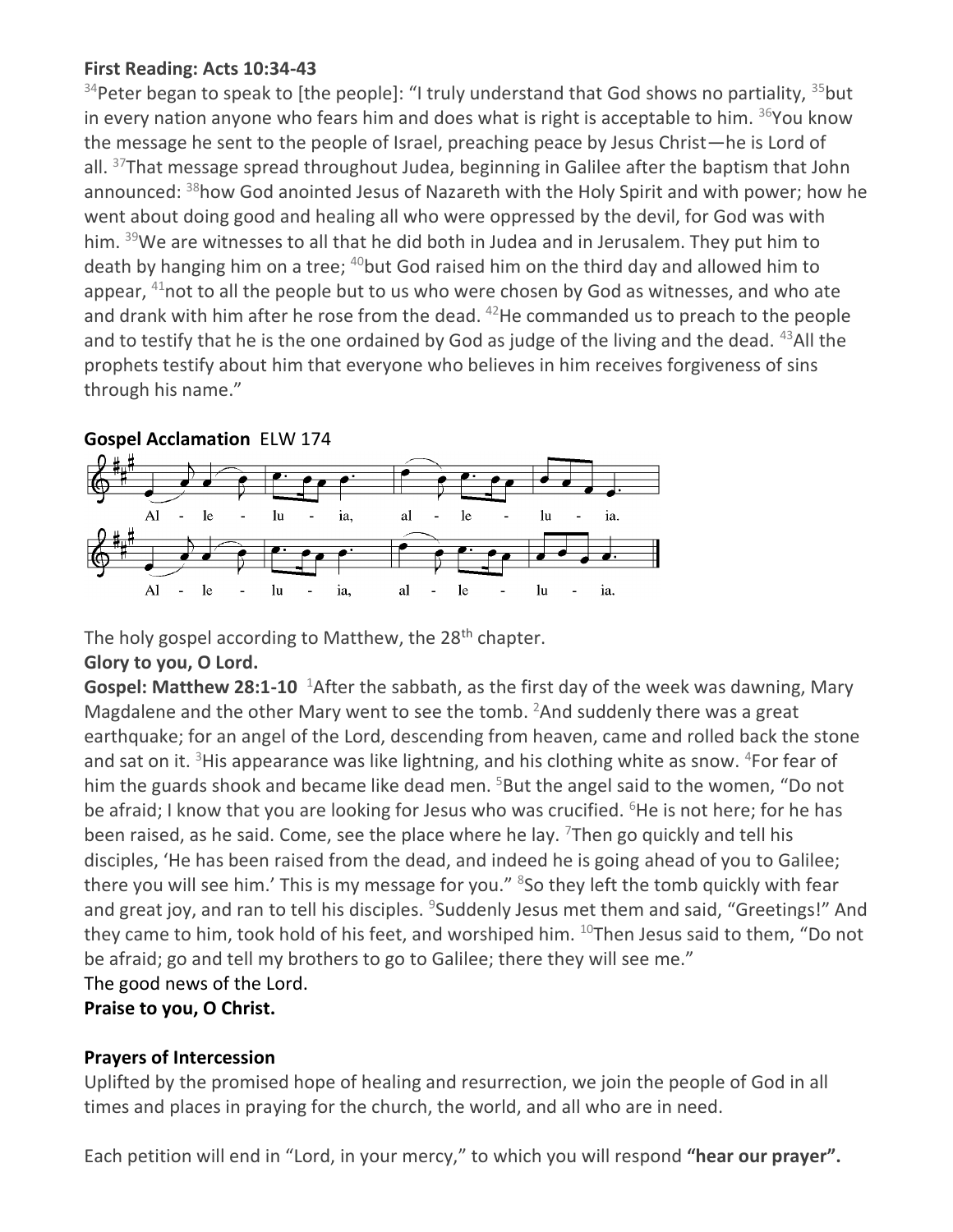**First Reading: Acts 10:34-43**

[34]Peter began to speak to [the people]: "I truly understand that God shows no partiality, [35]but in every nation anyone who fears him and does what is right is acceptable to him. [36]You know the message he sent to the people of Israel, preaching peace by Jesus Christ—he is Lord of all. [37]That message spread throughout Judea, beginning in Galilee after the baptism that John announced: [38]how God anointed Jesus of Nazareth with the Holy Spirit and with power; how he went about doing good and healing all who were oppressed by the devil, for God was with him. [39]We are witnesses to all that he did both in Judea and in Jerusalem. They put him to death by hanging him on a tree; [40]but God raised him on the third day and allowed him to appear, [41]not to all the people but to us who were chosen by God as witnesses, and who ate and drank with him after he rose from the dead. [42]He commanded us to preach to the people and to testify that he is the one ordained by God as judge of the living and the dead. [43]All the prophets testify about him that everyone who believes in him receives forgiveness of sins through his name."

**Gospel Acclamation** ELW 174

Al - le - lu - ia, al - le - lu - ia.

Al - le - lu - ia, al - le - lu - ia.

The holy gospel according to Matthew, the 28th chapter.

**Glory to you, O Lord.**

**Gospel: Matthew 28:1-10** [1]After the sabbath, as the first day of the week was dawning, Mary Magdalene and the other Mary went to see the tomb. [2]And suddenly there was a great earthquake; for an angel of the Lord, descending from heaven, came and rolled back the stone and sat on it. [3]His appearance was like lightning, and his clothing white as snow. [4]For fear of him the guards shook and became like dead men. [5]But the angel said to the women, "Do not be afraid; I know that you are looking for Jesus who was crucified. [6]He is not here; for he has been raised, as he said. Come, see the place where he lay. [7]Then go quickly and tell his disciples, 'He has been raised from the dead, and indeed he is going ahead of you to Galilee; there you will see him.' This is my message for you." [8]So they left the tomb quickly with fear and great joy, and ran to tell his disciples. [9]Suddenly Jesus met them and said, "Greetings!" And they came to him, took hold of his feet, and worshiped him. [10]Then Jesus said to them, "Do not be afraid; go and tell my brothers to go to Galilee; there they will see me."

The good news of the Lord.

**Praise to you, O Christ.**

**Prayers of Intercession**

Uplifted by the promised hope of healing and resurrection, we join the people of God in all times and places in praying for the church, the world, and all who are in need.

Each petition will end in "Lord, in your mercy," to which you will respond **"hear our prayer".**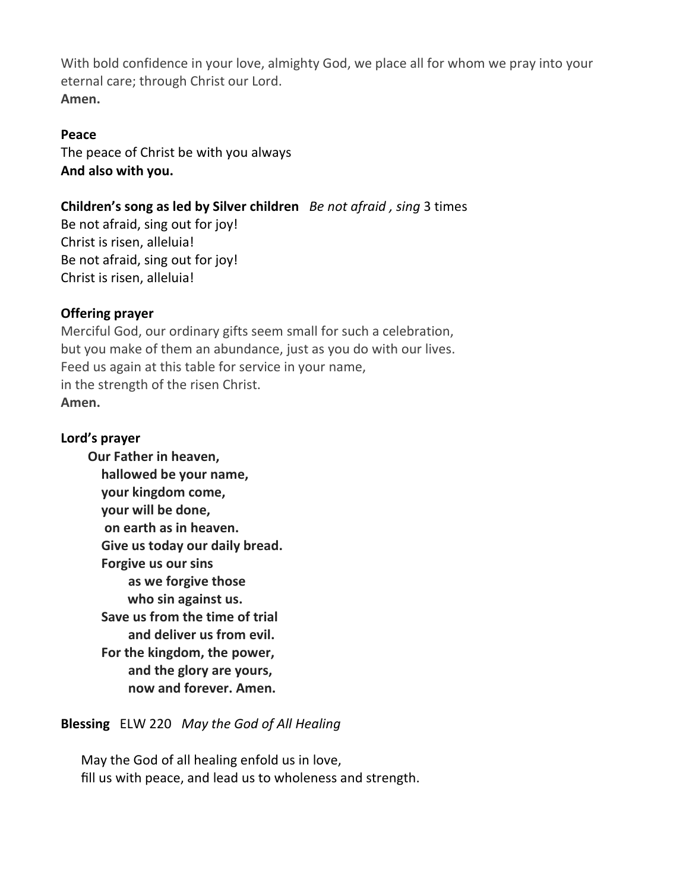With bold confidence in your love, almighty God, we place all for whom we pray into your eternal care; through Christ our Lord.
**Amen.**

**Peace**
The peace of Christ be with you always
**And also with you.**

**Children's song as led by Silver children** *Be not afraid , sing* 3 times
Be not afraid, sing out for joy!
Christ is risen, alleluia!
Be not afraid, sing out for joy!
Christ is risen, alleluia!

**Offering prayer**
Merciful God, our ordinary gifts seem small for such a celebration,
but you make of them an abundance, just as you do with our lives.
Feed us again at this table for service in your name,
in the strength of the risen Christ.
**Amen.**

**Lord's prayer**

**Our Father in heaven,**
**hallowed be your name,**
**your kingdom come,**
**your will be done,**
**on earth as in heaven.**
**Give us today our daily bread.**
**Forgive us our sins**
**as we forgive those**
**who sin against us.**
**Save us from the time of trial**
**and deliver us from evil.**
**For the kingdom, the power,**
**and the glory are yours,**
**now and forever. Amen.**

**Blessing** ELW 220 *May the God of All Healing*

May the God of all healing enfold us in love,
fill us with peace, and lead us to wholeness and strength.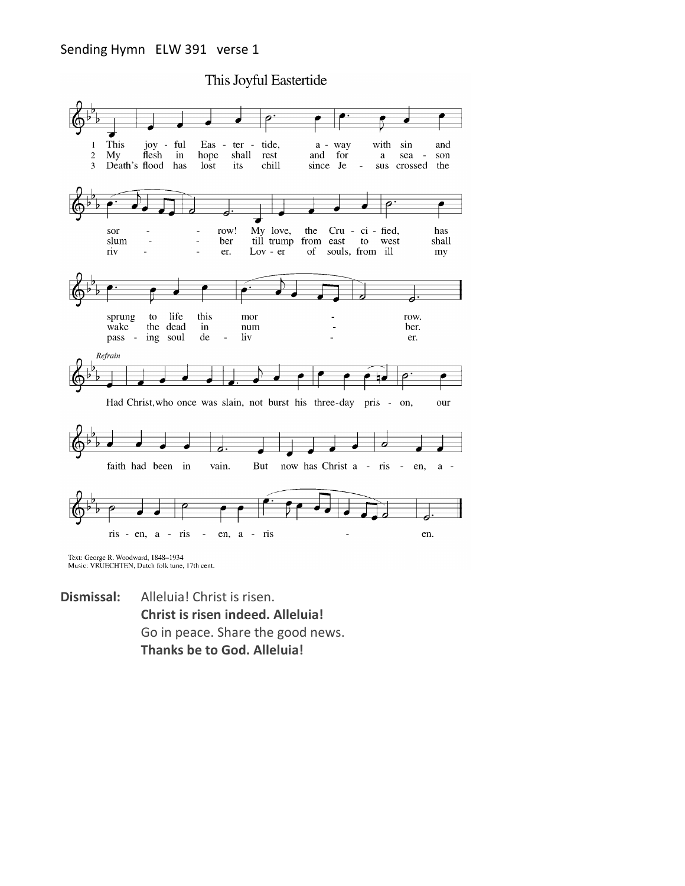Sending Hymn ELW 391 verse 1

## This Joyful Eastertide

1 This joyful Eastertide, away with sin and sorrow! My love, the Crucified, has sprung to life this morrow.

2 My flesh in hope shall rest and for a season slumber till trump from east to west shall wake the dead in number.

3 Death's flood has lost its chill since Jesus crossed the river. Lover of souls, from ill my passing soul deliver.

*Refrain*

Had Christ, who once was slain, not burst his three-day prison, our faith had been in vain. But now has Christ arisen, arisen, arisen, arisen.

Text: George R. Woodward, 1848–1934
Music: VRUECHTEN, Dutch folk tune, 17th cent.

**Dismissal:** Alleluia! Christ is risen.
**Christ is risen indeed. Alleluia!**
Go in peace. Share the good news.
**Thanks be to God. Alleluia!**